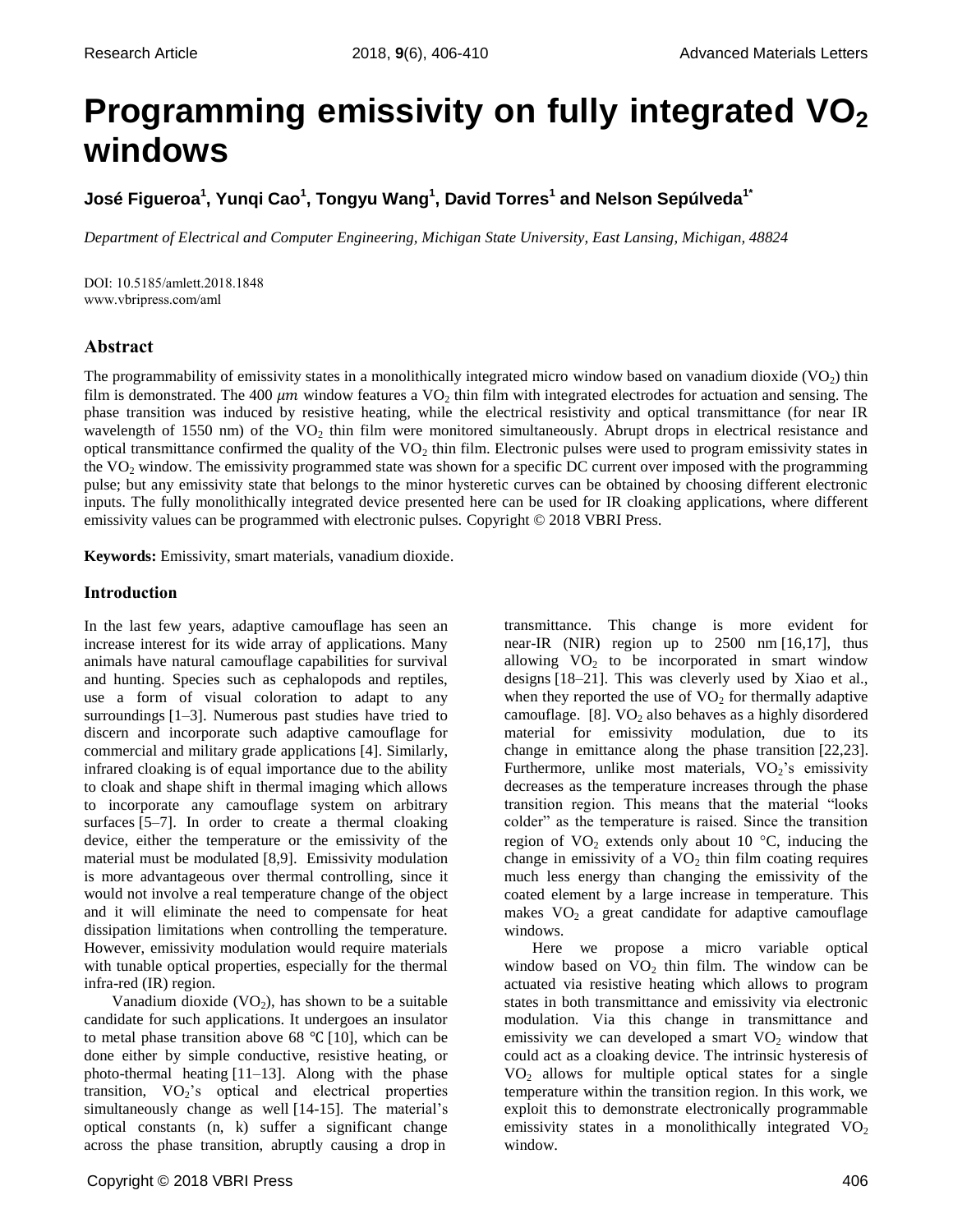# Programming emissivity on fully integrated $VO_2$ windows

**José Figueroa[1], Yunqi Cao[1], Tongyu Wang[1], David Torres[1] and Nelson Sepúlveda[1*]**

*Department of Electrical and Computer Engineering, Michigan State University, East Lansing, Michigan, 48824*

DOI: 10.5185/amlett.2018.1848
www.vbripress.com/aml

## Abstract

The programmability of emissivity states in a monolithically integrated micro window based on vanadium dioxide ($VO_2$) thin film is demonstrated. The 400 $\mu m$ window features a $VO_2$ thin film with integrated electrodes for actuation and sensing. The phase transition was induced by resistive heating, while the electrical resistivity and optical transmittance (for near IR wavelength of 1550 nm) of the $VO_2$ thin film were monitored simultaneously. Abrupt drops in electrical resistance and optical transmittance confirmed the quality of the $VO_2$ thin film. Electronic pulses were used to program emissivity states in the $VO_2$ window. The emissivity programmed state was shown for a specific DC current over imposed with the programming pulse; but any emissivity state that belongs to the minor hysteretic curves can be obtained by choosing different electronic inputs. The fully monolithically integrated device presented here can be used for IR cloaking applications, where different emissivity values can be programmed with electronic pulses. Copyright © 2018 VBRI Press.

**Keywords:** Emissivity, smart materials, vanadium dioxide.

## Introduction

In the last few years, adaptive camouflage has seen an increase interest for its wide array of applications. Many animals have natural camouflage capabilities for survival and hunting. Species such as cephalopods and reptiles, use a form of visual coloration to adapt to any surroundings [1–3]. Numerous past studies have tried to discern and incorporate such adaptive camouflage for commercial and military grade applications [4]. Similarly, infrared cloaking is of equal importance due to the ability to cloak and shape shift in thermal imaging which allows to incorporate any camouflage system on arbitrary surfaces [5–7]. In order to create a thermal cloaking device, either the temperature or the emissivity of the material must be modulated [8,9]. Emissivity modulation is more advantageous over thermal controlling, since it would not involve a real temperature change of the object and it will eliminate the need to compensate for heat dissipation limitations when controlling the temperature. However, emissivity modulation would require materials with tunable optical properties, especially for the thermal infra-red (IR) region.

Vanadium dioxide ($VO_2$), has shown to be a suitable candidate for such applications. It undergoes an insulator to metal phase transition above 68 ℃ [10], which can be done either by simple conductive, resistive heating, or photo-thermal heating [11–13]. Along with the phase transition, $VO_2$'s optical and electrical properties simultaneously change as well [14-15]. The material's optical constants (n, k) suffer a significant change across the phase transition, abruptly causing a drop in transmittance. This change is more evident for near-IR (NIR) region up to 2500 nm [16,17], thus allowing $VO_2$ to be incorporated in smart window designs [18–21]. This was cleverly used by Xiao et al., when they reported the use of $VO_2$ for thermally adaptive camouflage. [8]. $VO_2$ also behaves as a highly disordered material for emissivity modulation, due to its change in emittance along the phase transition [22,23]. Furthermore, unlike most materials, $VO_2$'s emissivity decreases as the temperature increases through the phase transition region. This means that the material "looks colder" as the temperature is raised. Since the transition region of $VO_2$ extends only about 10 °C, inducing the change in emissivity of a $VO_2$ thin film coating requires much less energy than changing the emissivity of the coated element by a large increase in temperature. This makes $VO_2$ a great candidate for adaptive camouflage windows.

Here we propose a micro variable optical window based on $VO_2$ thin film. The window can be actuated via resistive heating which allows to program states in both transmittance and emissivity via electronic modulation. Via this change in transmittance and emissivity we can developed a smart $VO_2$ window that could act as a cloaking device. The intrinsic hysteresis of $VO_2$ allows for multiple optical states for a single temperature within the transition region. In this work, we exploit this to demonstrate electronically programmable emissivity states in a monolithically integrated $VO_2$ window.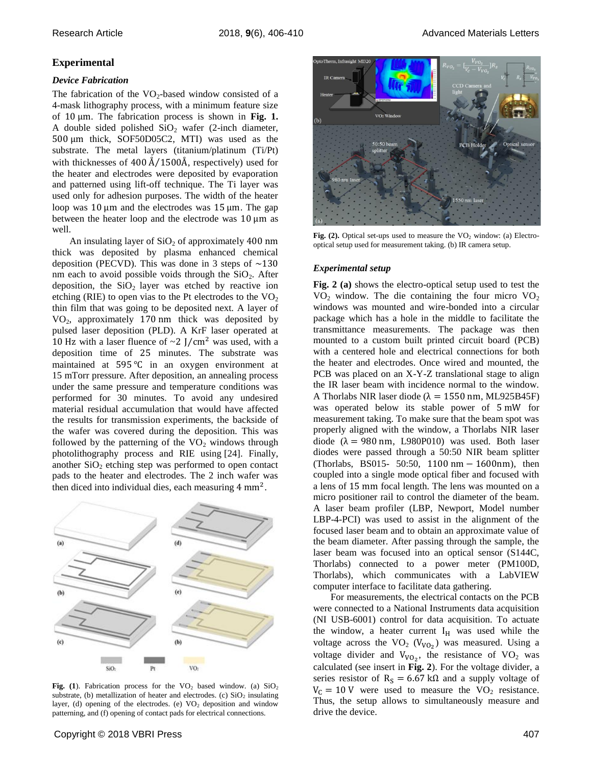## Experimental

### *Device Fabrication*

The fabrication of the $VO_2$-based window consisted of a 4-mask lithography process, with a minimum feature size of 10 μm. The fabrication process is shown in **Fig. 1.** A double sided polished $SiO_2$ wafer (2-inch diameter, 500 μm thick, SOF50D05C2, MTI) was used as the substrate. The metal layers (titanium/platinum (Ti/Pt) with thicknesses of 400 Å/1500Å, respectively) used for the heater and electrodes were deposited by evaporation and patterned using lift-off technique. The Ti layer was used only for adhesion purposes. The width of the heater loop was 10 μm and the electrodes was 15 μm. The gap between the heater loop and the electrode was 10 μm as well.

An insulating layer of $SiO_2$ of approximately 400 nm thick was deposited by plasma enhanced chemical deposition (PECVD). This was done in 3 steps of ∼130 nm each to avoid possible voids through the $SiO_2$. After deposition, the $SiO_2$ layer was etched by reactive ion etching (RIE) to open vias to the Pt electrodes to the $VO_2$ thin film that was going to be deposited next. A layer of $VO_2$, approximately 170 nm thick was deposited by pulsed laser deposition (PLD). A KrF laser operated at 10 Hz with a laser fluence of ~2 J/cm$^2$ was used, with a deposition time of 25 minutes. The substrate was maintained at 595 ℃ in an oxygen environment at 15 mTorr pressure. After deposition, an annealing process under the same pressure and temperature conditions was performed for 30 minutes. To avoid any undesired material residual accumulation that would have affected the results for transmission experiments, the backside of the wafer was covered during the deposition. This was followed by the patterning of the $VO_2$ windows through photolithography process and RIE using [24]. Finally, another $SiO_2$ etching step was performed to open contact pads to the heater and electrodes. The 2 inch wafer was then diced into individual dies, each measuring 4 mm$^2$.

**Fig. (1)**. Fabrication process for the $VO_2$ based window. (a) $SiO_2$ substrate, (b) metallization of heater and electrodes. (c) $SiO_2$ insulating layer, (d) opening of the electrodes. (e) $VO_2$ deposition and window patterning, and (f) opening of contact pads for electrical connections.

**Fig. (2).** Optical set-ups used to measure the $VO_2$ window: (a) Electro-optical setup used for measurement taking. (b) IR camera setup.

### *Experimental setup*

**Fig. 2 (a)** shows the electro-optical setup used to test the $VO_2$ window. The die containing the four micro $VO_2$ windows was mounted and wire-bonded into a circular package which has a hole in the middle to facilitate the transmittance measurements. The package was then mounted to a custom built printed circuit board (PCB) with a centered hole and electrical connections for both the heater and electrodes. Once wired and mounted, the PCB was placed on an X-Y-Z translational stage to align the IR laser beam with incidence normal to the window. A Thorlabs NIR laser diode ($\lambda = 1550$ nm, ML925B45F) was operated below its stable power of 5 mW for measurement taking. To make sure that the beam spot was properly aligned with the window, a Thorlabs NIR laser diode ($\lambda = 980$ nm, L980P010) was used. Both laser diodes were passed through a 50:50 NIR beam splitter (Thorlabs, BS015- 50:50, 1100 nm − 1600nm), then coupled into a single mode optical fiber and focused with a lens of 15 mm focal length. The lens was mounted on a micro positioner rail to control the diameter of the beam. A laser beam profiler (LBP, Newport, Model number LBP-4-PCI) was used to assist in the alignment of the focused laser beam and to obtain an approximate value of the beam diameter. After passing through the sample, the laser beam was focused into an optical sensor (S144C, Thorlabs) connected to a power meter (PM100D, Thorlabs), which communicates with a LabVIEW computer interface to facilitate data gathering.

For measurements, the electrical contacts on the PCB were connected to a National Instruments data acquisition (NI USB-6001) control for data acquisition. To actuate the window, a heater current $I_H$ was used while the voltage across the $VO_2$ ($V_{VO_2}$) was measured. Using a voltage divider and $V_{VO_2}$, the resistance of $VO_2$ was calculated (see insert in **Fig. 2**). For the voltage divider, a series resistor of $R_S = 6.67$ kΩ and a supply voltage of $V_C = 10$ V were used to measure the $VO_2$ resistance. Thus, the setup allows to simultaneously measure and drive the device.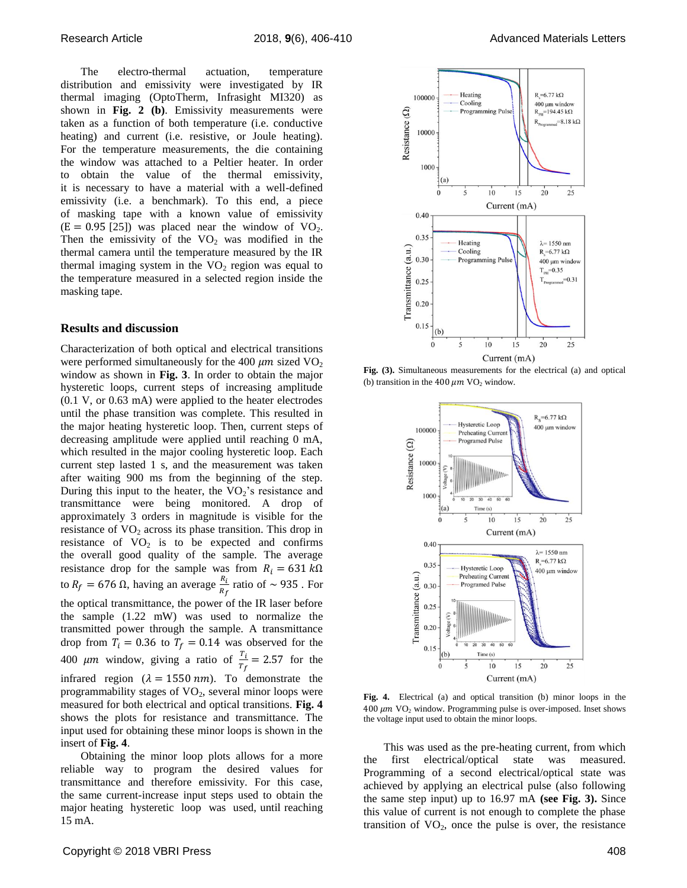The electro-thermal actuation, temperature distribution and emissivity were investigated by IR thermal imaging (OptoTherm, Infrasight MI320) as shown in **Fig. 2 (b)**. Emissivity measurements were taken as a function of both temperature (i.e. conductive heating) and current (i.e. resistive, or Joule heating). For the temperature measurements, the die containing the window was attached to a Peltier heater. In order to obtain the value of the thermal emissivity, it is necessary to have a material with a well-defined emissivity (i.e. a benchmark). To this end, a piece of masking tape with a known value of emissivity (E = 0.95 [25]) was placed near the window of $VO_2$. Then the emissivity of the $VO_2$ was modified in the thermal camera until the temperature measured by the IR thermal imaging system in the $VO_2$ region was equal to the temperature measured in a selected region inside the masking tape.

## Results and discussion

Characterization of both optical and electrical transitions were performed simultaneously for the 400 $\mu m$ sized $VO_2$ window as shown in **Fig. 3**. In order to obtain the major hysteretic loops, current steps of increasing amplitude (0.1 V, or 0.63 mA) were applied to the heater electrodes until the phase transition was complete. This resulted in the major heating hysteretic loop. Then, current steps of decreasing amplitude were applied until reaching 0 mA, which resulted in the major cooling hysteretic loop. Each current step lasted 1 s, and the measurement was taken after waiting 900 ms from the beginning of the step. During this input to the heater, the $VO_2$'s resistance and transmittance were being monitored. A drop of approximately 3 orders in magnitude is visible for the resistance of $VO_2$ across its phase transition. This drop in resistance of $VO_2$ is to be expected and confirms the overall good quality of the sample. The average resistance drop for the sample was from $R_i = 631\ k\Omega$ to $R_f = 676\ \Omega$, having an average $\frac{R_i}{R_f}$ ratio of ~ 935 . For the optical transmittance, the power of the IR laser before the sample (1.22 mW) was used to normalize the transmitted power through the sample. A transmittance drop from $T_i = 0.36$ to $T_f = 0.14$ was observed for the 400 $\mu m$ window, giving a ratio of $\frac{T_i}{T_f} = 2.57$ for the infrared region ($\lambda = 1550\ nm$). To demonstrate the programmability stages of $VO_2$, several minor loops were measured for both electrical and optical transitions. **Fig. 4** shows the plots for resistance and transmittance. The input used for obtaining these minor loops is shown in the insert of **Fig. 4**.

Obtaining the minor loop plots allows for a more reliable way to program the desired values for transmittance and therefore emissivity. For this case, the same current-increase input steps used to obtain the major heating hysteretic loop was used, until reaching 15 mA.

**Fig. (3).** Simultaneous measurements for the electrical (a) and optical (b) transition in the 400 $\mu m$ $VO_2$ window.

**Fig. 4.** Electrical (a) and optical transition (b) minor loops in the 400 $\mu m$ $VO_2$ window. Programming pulse is over-imposed. Inset shows the voltage input used to obtain the minor loops.

This was used as the pre-heating current, from which the first electrical/optical state was measured. Programming of a second electrical/optical state was achieved by applying an electrical pulse (also following the same step input) up to 16.97 mA **(see Fig. 3).** Since this value of current is not enough to complete the phase transition of $VO_2$, once the pulse is over, the resistance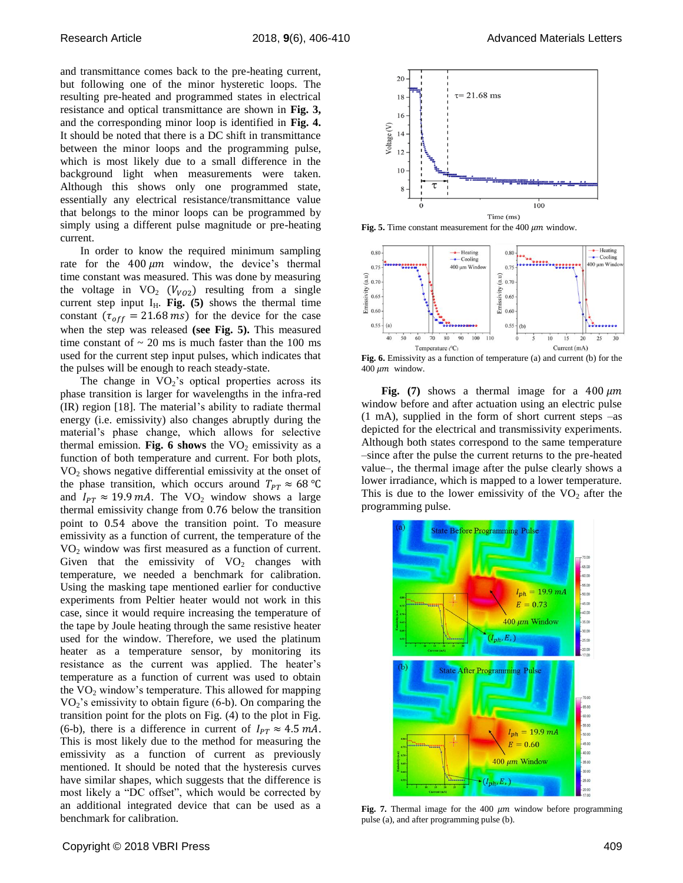and transmittance comes back to the pre-heating current, but following one of the minor hysteretic loops. The resulting pre-heated and programmed states in electrical resistance and optical transmittance are shown in **Fig. 3,** and the corresponding minor loop is identified in **Fig. 4.** It should be noted that there is a DC shift in transmittance between the minor loops and the programming pulse, which is most likely due to a small difference in the background light when measurements were taken. Although this shows only one programmed state, essentially any electrical resistance/transmittance value that belongs to the minor loops can be programmed by simply using a different pulse magnitude or pre-heating current.

In order to know the required minimum sampling rate for the $400\,\mu m$ window, the device's thermal time constant was measured. This was done by measuring the voltage in $VO_2$ ($V_{VO2}$) resulting from a single current step input $I_H$. **Fig. (5)** shows the thermal time constant ($\tau_{off} = 21.68\,ms$) for the device for the case when the step was released **(see Fig. 5).** This measured time constant of ~ 20 ms is much faster than the 100 ms used for the current step input pulses, which indicates that the pulses will be enough to reach steady-state.

The change in $VO_2$'s optical properties across its phase transition is larger for wavelengths in the infra-red (IR) region [18]. The material's ability to radiate thermal energy (i.e. emissivity) also changes abruptly during the material's phase change, which allows for selective thermal emission. **Fig. 6 shows** the $VO_2$ emissivity as a function of both temperature and current. For both plots, $VO_2$ shows negative differential emissivity at the onset of the phase transition, which occurs around $T_{PT} \approx 68$ °C and $I_{PT} \approx 19.9\,mA$. The $VO_2$ window shows a large thermal emissivity change from 0.76 below the transition point to 0.54 above the transition point. To measure emissivity as a function of current, the temperature of the $VO_2$ window was first measured as a function of current. Given that the emissivity of $VO_2$ changes with temperature, we needed a benchmark for calibration. Using the masking tape mentioned earlier for conductive experiments from Peltier heater would not work in this case, since it would require increasing the temperature of the tape by Joule heating through the same resistive heater used for the window. Therefore, we used the platinum heater as a temperature sensor, by monitoring its resistance as the current was applied. The heater's temperature as a function of current was used to obtain the $VO_2$ window's temperature. This allowed for mapping $VO_2$'s emissivity to obtain figure (6-b). On comparing the transition point for the plots on Fig. (4) to the plot in Fig. (6-b), there is a difference in current of $I_{PT} \approx 4.5\,mA$. This is most likely due to the method for measuring the emissivity as a function of current as previously mentioned. It should be noted that the hysteresis curves have similar shapes, which suggests that the difference is most likely a "DC offset", which would be corrected by an additional integrated device that can be used as a benchmark for calibration.

**Fig. 5.** Time constant measurement for the 400 $\mu m$ window.

**Fig. 6.** Emissivity as a function of temperature (a) and current (b) for the 400 $\mu m$ window.

**Fig. (7)** shows a thermal image for a $400\,\mu m$ window before and after actuation using an electric pulse (1 mA), supplied in the form of short current steps –as depicted for the electrical and transmissivity experiments. Although both states correspond to the same temperature –since after the pulse the current returns to the pre-heated value–, the thermal image after the pulse clearly shows a lower irradiance, which is mapped to a lower temperature. This is due to the lower emissivity of the $VO_2$ after the programming pulse.

**Fig. 7.** Thermal image for the 400 $\mu m$ window before programming pulse (a), and after programming pulse (b).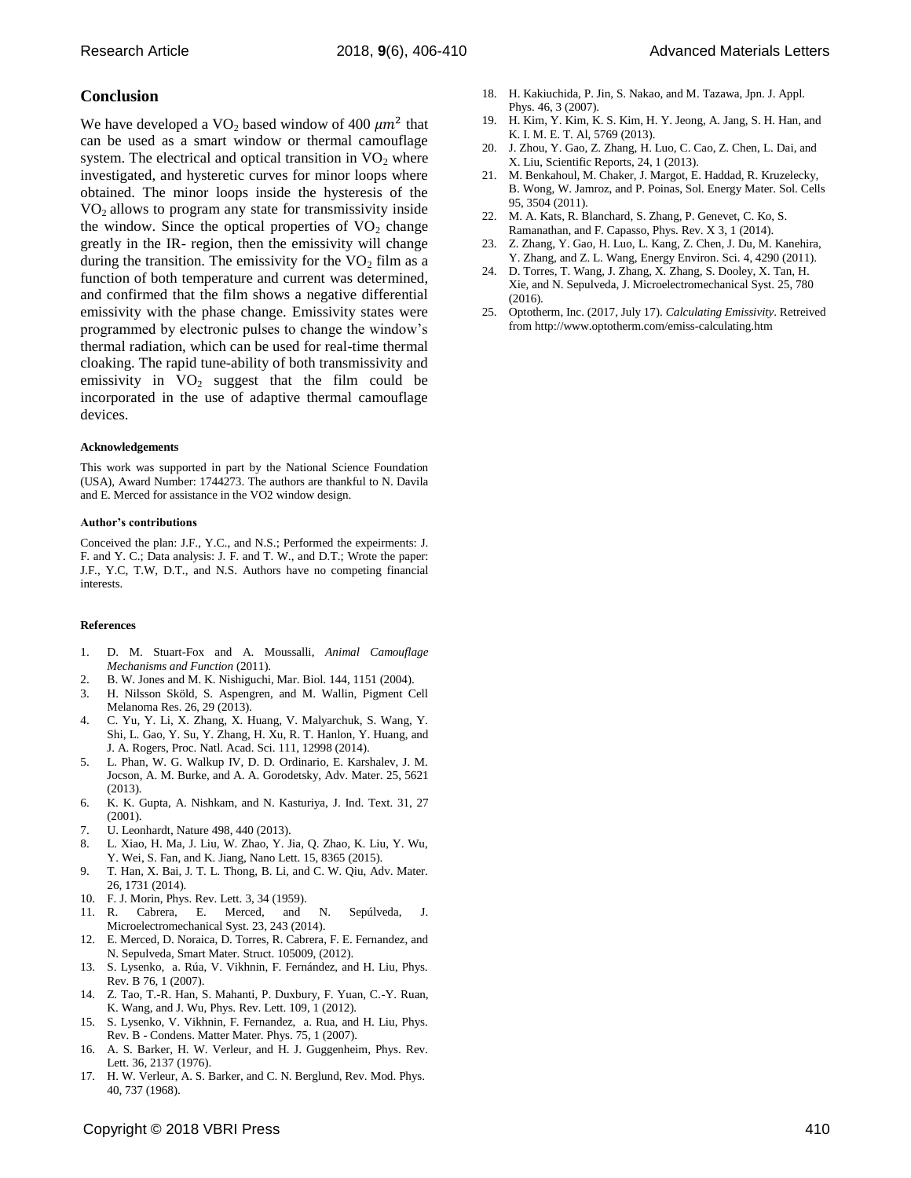## Conclusion

We have developed a $VO_2$ based window of 400 $\mu m^2$ that can be used as a smart window or thermal camouflage system. The electrical and optical transition in $VO_2$ where investigated, and hysteretic curves for minor loops where obtained. The minor loops inside the hysteresis of the $VO_2$ allows to program any state for transmissivity inside the window. Since the optical properties of $VO_2$ change greatly in the IR- region, then the emissivity will change during the transition. The emissivity for the $VO_2$ film as a function of both temperature and current was determined, and confirmed that the film shows a negative differential emissivity with the phase change. Emissivity states were programmed by electronic pulses to change the window's thermal radiation, which can be used for real-time thermal cloaking. The rapid tune-ability of both transmissivity and emissivity in $VO_2$ suggest that the film could be incorporated in the use of adaptive thermal camouflage devices.

#### Acknowledgements

This work was supported in part by the National Science Foundation (USA), Award Number: 1744273. The authors are thankful to N. Davila and E. Merced for assistance in the VO2 window design.

#### Author's contributions

Conceived the plan: J.F., Y.C., and N.S.; Performed the expeirments: J. F. and Y. C.; Data analysis: J. F. and T. W., and D.T.; Wrote the paper: J.F., Y.C, T.W, D.T., and N.S. Authors have no competing financial interests.

#### References

1. D. M. Stuart-Fox and A. Moussalli, *Animal Camouflage Mechanisms and Function* (2011).
2. B. W. Jones and M. K. Nishiguchi, Mar. Biol. 144, 1151 (2004).
3. H. Nilsson Sköld, S. Aspengren, and M. Wallin, Pigment Cell Melanoma Res. 26, 29 (2013).
4. C. Yu, Y. Li, X. Zhang, X. Huang, V. Malyarchuk, S. Wang, Y. Shi, L. Gao, Y. Su, Y. Zhang, H. Xu, R. T. Hanlon, Y. Huang, and J. A. Rogers, Proc. Natl. Acad. Sci. 111, 12998 (2014).
5. L. Phan, W. G. Walkup IV, D. D. Ordinario, E. Karshalev, J. M. Jocson, A. M. Burke, and A. A. Gorodetsky, Adv. Mater. 25, 5621 (2013).
6. K. K. Gupta, A. Nishkam, and N. Kasturiya, J. Ind. Text. 31, 27 (2001).
7. U. Leonhardt, Nature 498, 440 (2013).
8. L. Xiao, H. Ma, J. Liu, W. Zhao, Y. Jia, Q. Zhao, K. Liu, Y. Wu, Y. Wei, S. Fan, and K. Jiang, Nano Lett. 15, 8365 (2015).
9. T. Han, X. Bai, J. T. L. Thong, B. Li, and C. W. Qiu, Adv. Mater. 26, 1731 (2014).
10. F. J. Morin, Phys. Rev. Lett. 3, 34 (1959).
11. R. Cabrera, E. Merced, and N. Sepúlveda, J. Microelectromechanical Syst. 23, 243 (2014).
12. E. Merced, D. Noraica, D. Torres, R. Cabrera, F. E. Fernandez, and N. Sepulveda, Smart Mater. Struct. 105009, (2012).
13. S. Lysenko, a. Rúa, V. Vikhnin, F. Fernández, and H. Liu, Phys. Rev. B 76, 1 (2007).
14. Z. Tao, T.-R. Han, S. Mahanti, P. Duxbury, F. Yuan, C.-Y. Ruan, K. Wang, and J. Wu, Phys. Rev. Lett. 109, 1 (2012).
15. S. Lysenko, V. Vikhnin, F. Fernandez, a. Rua, and H. Liu, Phys. Rev. B - Condens. Matter Mater. Phys. 75, 1 (2007).
16. A. S. Barker, H. W. Verleur, and H. J. Guggenheim, Phys. Rev. Lett. 36, 2137 (1976).
17. H. W. Verleur, A. S. Barker, and C. N. Berglund, Rev. Mod. Phys. 40, 737 (1968).
18. H. Kakiuchida, P. Jin, S. Nakao, and M. Tazawa, Jpn. J. Appl. Phys. 46, 3 (2007).
19. H. Kim, Y. Kim, K. S. Kim, H. Y. Jeong, A. Jang, S. H. Han, and K. I. M. E. T. Al, 5769 (2013).
20. J. Zhou, Y. Gao, Z. Zhang, H. Luo, C. Cao, Z. Chen, L. Dai, and X. Liu, Scientific Reports, 24, 1 (2013).
21. M. Benkahoul, M. Chaker, J. Margot, E. Haddad, R. Kruzelecky, B. Wong, W. Jamroz, and P. Poinas, Sol. Energy Mater. Sol. Cells 95, 3504 (2011).
22. M. A. Kats, R. Blanchard, S. Zhang, P. Genevet, C. Ko, S. Ramanathan, and F. Capasso, Phys. Rev. X 3, 1 (2014).
23. Z. Zhang, Y. Gao, H. Luo, L. Kang, Z. Chen, J. Du, M. Kanehira, Y. Zhang, and Z. L. Wang, Energy Environ. Sci. 4, 4290 (2011).
24. D. Torres, T. Wang, J. Zhang, X. Zhang, S. Dooley, X. Tan, H. Xie, and N. Sepulveda, J. Microelectromechanical Syst. 25, 780 (2016).
25. Optotherm, Inc. (2017, July 17). *Calculating Emissivity*. Retreived from http://www.optotherm.com/emiss-calculating.htm